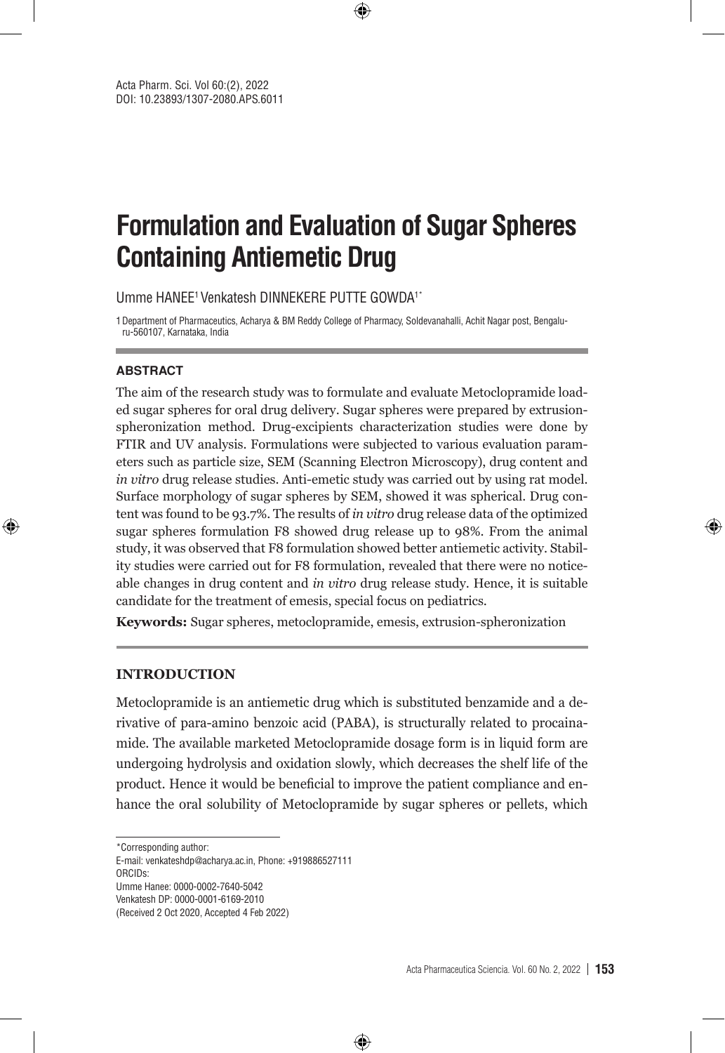Acta Pharm. Sci. Vol 60:(2), 2022
DOI: 10.23893/1307-2080.APS.6011

# Formulation and Evaluation of Sugar Spheres Containing Antiemetic Drug

Umme HANEE[1] Venkatesh DINNEKERE PUTTE GOWDA[1*]

1 Department of Pharmaceutics, Acharya & BM Reddy College of Pharmacy, Soldevanahalli, Achit Nagar post, Bengaluru-560107, Karnataka, India

## ABSTRACT

The aim of the research study was to formulate and evaluate Metoclopramide loaded sugar spheres for oral drug delivery. Sugar spheres were prepared by extrusion-spheronization method. Drug-excipients characterization studies were done by FTIR and UV analysis. Formulations were subjected to various evaluation parameters such as particle size, SEM (Scanning Electron Microscopy), drug content and *in vitro* drug release studies. Anti-emetic study was carried out by using rat model. Surface morphology of sugar spheres by SEM, showed it was spherical. Drug content was found to be 93.7%. The results of *in vitro* drug release data of the optimized sugar spheres formulation F8 showed drug release up to 98%. From the animal study, it was observed that F8 formulation showed better antiemetic activity. Stability studies were carried out for F8 formulation, revealed that there were no noticeable changes in drug content and *in vitro* drug release study. Hence, it is suitable candidate for the treatment of emesis, special focus on pediatrics.

**Keywords:** Sugar spheres, metoclopramide, emesis, extrusion-spheronization

## INTRODUCTION

Metoclopramide is an antiemetic drug which is substituted benzamide and a derivative of para-amino benzoic acid (PABA), is structurally related to procainamide. The available marketed Metoclopramide dosage form is in liquid form are undergoing hydrolysis and oxidation slowly, which decreases the shelf life of the product. Hence it would be beneficial to improve the patient compliance and enhance the oral solubility of Metoclopramide by sugar spheres or pellets, which

---

*Corresponding author:
E-mail: venkateshdp@acharya.ac.in, Phone: +919886527111
ORCIDs:
Umme Hanee: 0000-0002-7640-5042
Venkatesh DP: 0000-0001-6169-2010
(Received 2 Oct 2020, Accepted 4 Feb 2022)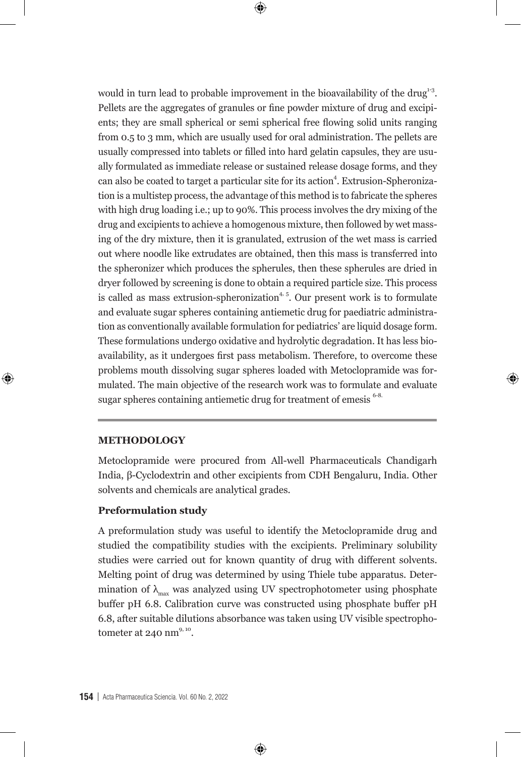would in turn lead to probable improvement in the bioavailability of the drug[1-3]. Pellets are the aggregates of granules or fine powder mixture of drug and excipients; they are small spherical or semi spherical free flowing solid units ranging from 0.5 to 3 mm, which are usually used for oral administration. The pellets are usually compressed into tablets or filled into hard gelatin capsules, they are usually formulated as immediate release or sustained release dosage forms, and they can also be coated to target a particular site for its action[4]. Extrusion-Spheronization is a multistep process, the advantage of this method is to fabricate the spheres with high drug loading i.e.; up to 90%. This process involves the dry mixing of the drug and excipients to achieve a homogenous mixture, then followed by wet massing of the dry mixture, then it is granulated, extrusion of the wet mass is carried out where noodle like extrudates are obtained, then this mass is transferred into the spheronizer which produces the spherules, then these spherules are dried in dryer followed by screening is done to obtain a required particle size. This process is called as mass extrusion-spheronization[4, 5]. Our present work is to formulate and evaluate sugar spheres containing antiemetic drug for paediatric administration as conventionally available formulation for pediatrics' are liquid dosage form. These formulations undergo oxidative and hydrolytic degradation. It has less bioavailability, as it undergoes first pass metabolism. Therefore, to overcome these problems mouth dissolving sugar spheres loaded with Metoclopramide was formulated. The main objective of the research work was to formulate and evaluate sugar spheres containing antiemetic drug for treatment of emesis [6-8].

## METHODOLOGY

Metoclopramide were procured from All-well Pharmaceuticals Chandigarh India, β-Cyclodextrin and other excipients from CDH Bengaluru, India. Other solvents and chemicals are analytical grades.

### Preformulation study

A preformulation study was useful to identify the Metoclopramide drug and studied the compatibility studies with the excipients. Preliminary solubility studies were carried out for known quantity of drug with different solvents. Melting point of drug was determined by using Thiele tube apparatus. Determination of $\lambda_{max}$ was analyzed using UV spectrophotometer using phosphate buffer pH 6.8. Calibration curve was constructed using phosphate buffer pH 6.8, after suitable dilutions absorbance was taken using UV visible spectrophotometer at 240 nm[9, 10].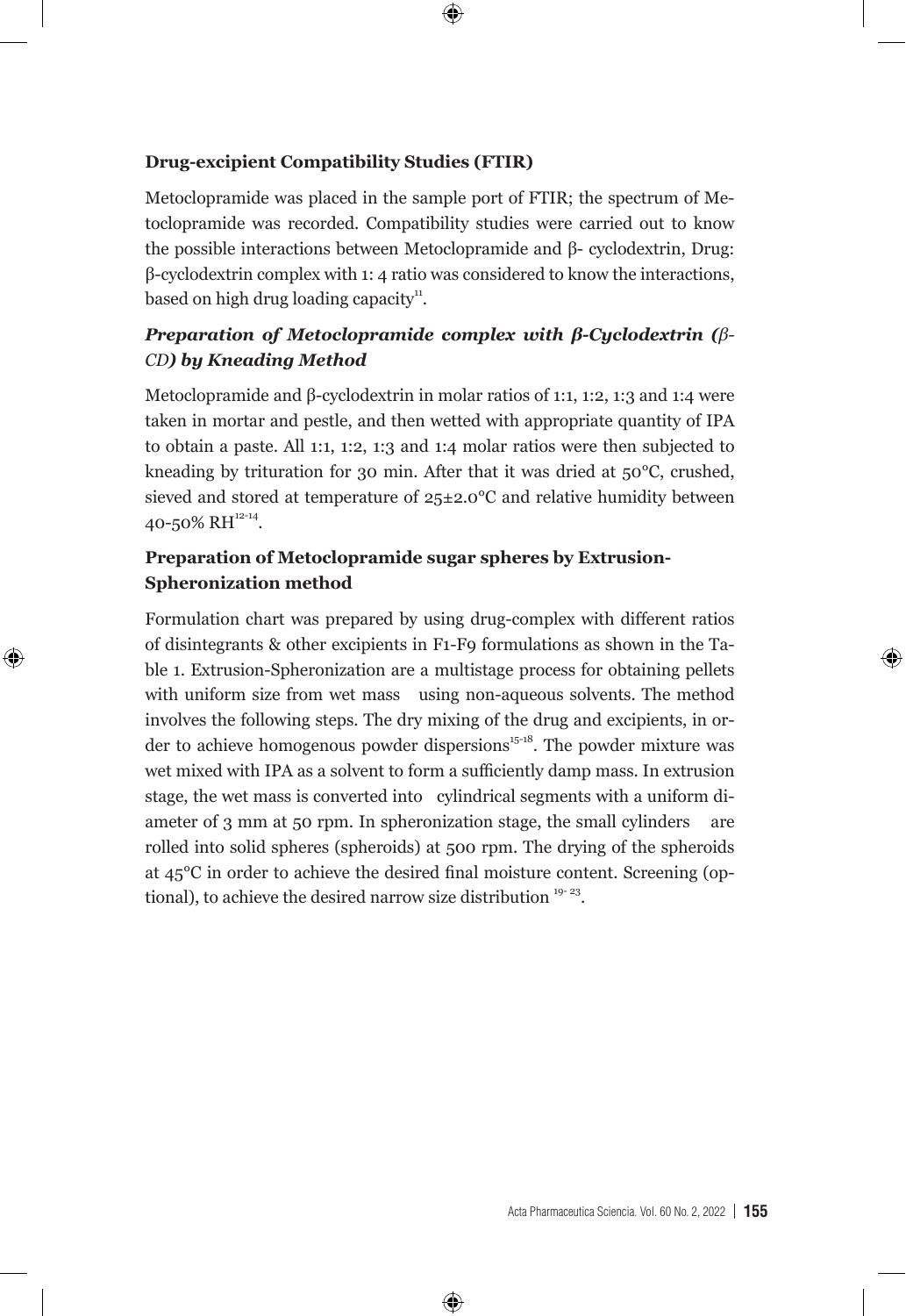### Drug-excipient Compatibility Studies (FTIR)

Metoclopramide was placed in the sample port of FTIR; the spectrum of Metoclopramide was recorded. Compatibility studies were carried out to know the possible interactions between Metoclopramide and β- cyclodextrin, Drug: β-cyclodextrin complex with 1: 4 ratio was considered to know the interactions, based on high drug loading capacity[11].

### *Preparation of Metoclopramide complex with β-Cyclodextrin (β-CD) by Kneading Method*

Metoclopramide and β-cyclodextrin in molar ratios of 1:1, 1:2, 1:3 and 1:4 were taken in mortar and pestle, and then wetted with appropriate quantity of IPA to obtain a paste. All 1:1, 1:2, 1:3 and 1:4 molar ratios were then subjected to kneading by trituration for 30 min. After that it was dried at 50°C, crushed, sieved and stored at temperature of 25±2.0°C and relative humidity between 40-50% RH[12-14].

### Preparation of Metoclopramide sugar spheres by Extrusion-Spheronization method

Formulation chart was prepared by using drug-complex with different ratios of disintegrants & other excipients in F1-F9 formulations as shown in the Table 1. Extrusion-Spheronization are a multistage process for obtaining pellets with uniform size from wet mass using non-aqueous solvents. The method involves the following steps. The dry mixing of the drug and excipients, in order to achieve homogenous powder dispersions[15-18]. The powder mixture was wet mixed with IPA as a solvent to form a sufficiently damp mass. In extrusion stage, the wet mass is converted into cylindrical segments with a uniform diameter of 3 mm at 50 rpm. In spheronization stage, the small cylinders are rolled into solid spheres (spheroids) at 500 rpm. The drying of the spheroids at 45°C in order to achieve the desired final moisture content. Screening (optional), to achieve the desired narrow size distribution [19-23].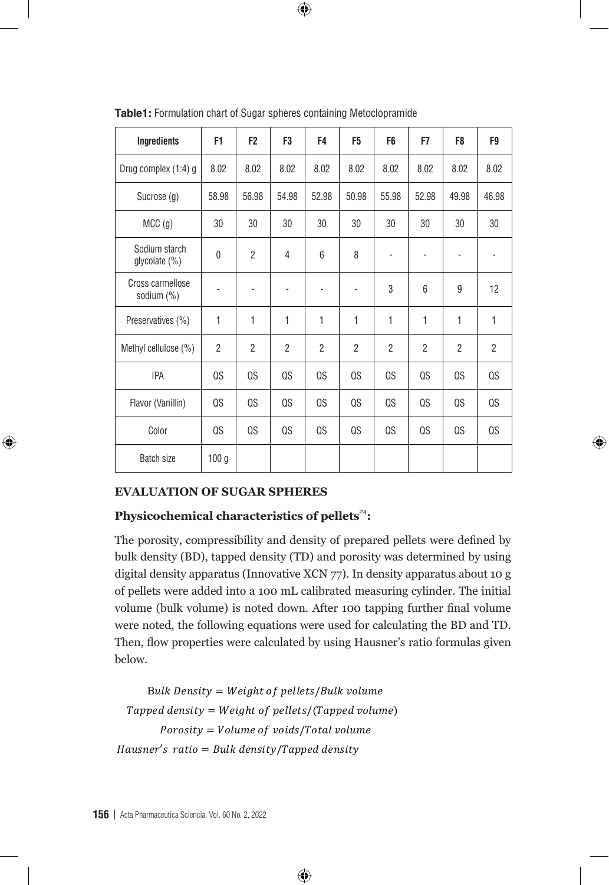**Table1:** Formulation chart of Sugar spheres containing Metoclopramide

| Ingredients | F1 | F2 | F3 | F4 | F5 | F6 | F7 | F8 | F9 |
|---|---|---|---|---|---|---|---|---|---|
| Drug complex (1:4) g | 8.02 | 8.02 | 8.02 | 8.02 | 8.02 | 8.02 | 8.02 | 8.02 | 8.02 |
| Sucrose (g) | 58.98 | 56.98 | 54.98 | 52.98 | 50.98 | 55.98 | 52.98 | 49.98 | 46.98 |
| MCC (g) | 30 | 30 | 30 | 30 | 30 | 30 | 30 | 30 | 30 |
| Sodium starch glycolate (%) | 0 | 2 | 4 | 6 | 8 | - | - | - | - |
| Cross carmellose sodium (%) | - | - | - | - | - | 3 | 6 | 9 | 12 |
| Preservatives (%) | 1 | 1 | 1 | 1 | 1 | 1 | 1 | 1 | 1 |
| Methyl cellulose (%) | 2 | 2 | 2 | 2 | 2 | 2 | 2 | 2 | 2 |
| IPA | QS | QS | QS | QS | QS | QS | QS | QS | QS |
| Flavor (Vanillin) | QS | QS | QS | QS | QS | QS | QS | QS | QS |
| Color | QS | QS | QS | QS | QS | QS | QS | QS | QS |
| Batch size | 100 g | | | | | | | | |

## EVALUATION OF SUGAR SPHERES

### Physicochemical characteristics of pellets[24]:

The porosity, compressibility and density of prepared pellets were defined by bulk density (BD), tapped density (TD) and porosity was determined by using digital density apparatus (Innovative XCN 77). In density apparatus about 10 g of pellets were added into a 100 mL calibrated measuring cylinder. The initial volume (bulk volume) is noted down. After 100 tapping further final volume were noted, the following equations were used for calculating the BD and TD. Then, flow properties were calculated by using Hausner's ratio formulas given below.

$$Bulk\ Density = Weight\ of\ pellets / Bulk\ volume$$

$$Tapped\ density = Weight\ of\ pellets / (Tapped\ volume)$$

$$Porosity = Volume\ of\ voids / Total\ volume$$

$$Hausner's\ ratio = Bulk\ density / Tapped\ density$$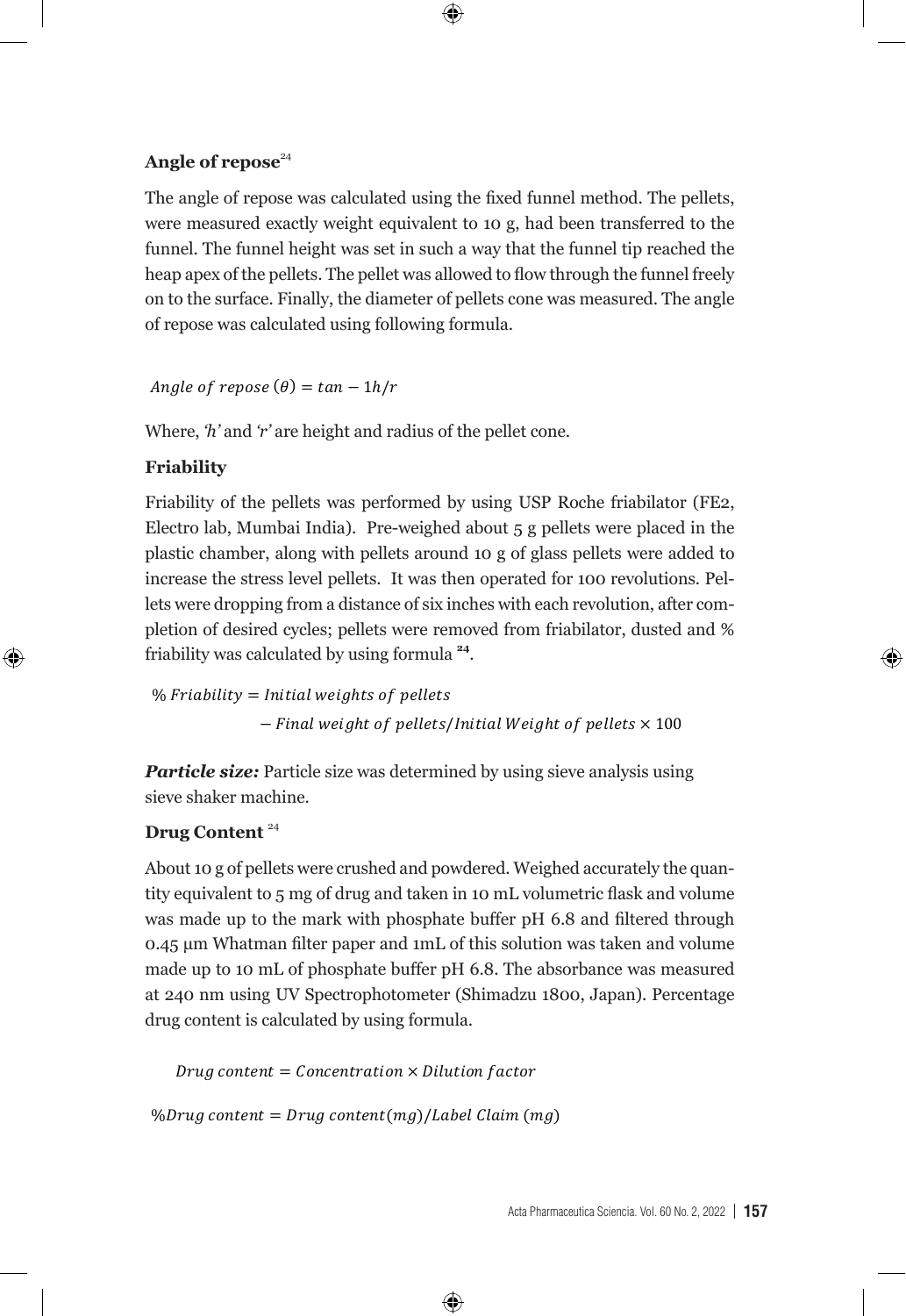**Angle of repose**[24]

The angle of repose was calculated using the fixed funnel method. The pellets, were measured exactly weight equivalent to 10 g, had been transferred to the funnel. The funnel height was set in such a way that the funnel tip reached the heap apex of the pellets. The pellet was allowed to flow through the funnel freely on to the surface. Finally, the diameter of pellets cone was measured. The angle of repose was calculated using following formula.

$$Angle\ of\ repose\ (\theta) = tan - 1h/r$$

Where, *'h'* and *'r'* are height and radius of the pellet cone.

**Friability**

Friability of the pellets was performed by using USP Roche friabilator (FE2, Electro lab, Mumbai India). Pre-weighed about 5 g pellets were placed in the plastic chamber, along with pellets around 10 g of glass pellets were added to increase the stress level pellets. It was then operated for 100 revolutions. Pellets were dropping from a distance of six inches with each revolution, after completion of desired cycles; pellets were removed from friabilator, dusted and % friability was calculated by using formula [24].

$$\%\ Friability = Initial\ weights\ of\ pellets - Final\ weight\ of\ pellets / Initial\ Weight\ of\ pellets \times 100$$

***Particle size:*** Particle size was determined by using sieve analysis using sieve shaker machine.

**Drug Content** [24]

About 10 g of pellets were crushed and powdered. Weighed accurately the quantity equivalent to 5 mg of drug and taken in 10 mL volumetric flask and volume was made up to the mark with phosphate buffer pH 6.8 and filtered through 0.45 µm Whatman filter paper and 1mL of this solution was taken and volume made up to 10 mL of phosphate buffer pH 6.8. The absorbance was measured at 240 nm using UV Spectrophotometer (Shimadzu 1800, Japan). Percentage drug content is calculated by using formula.

$$Drug\ content = Concentration \times Dilution\ factor$$

$$\%Drug\ content = Drug\ content(mg)/Label\ Claim\ (mg)$$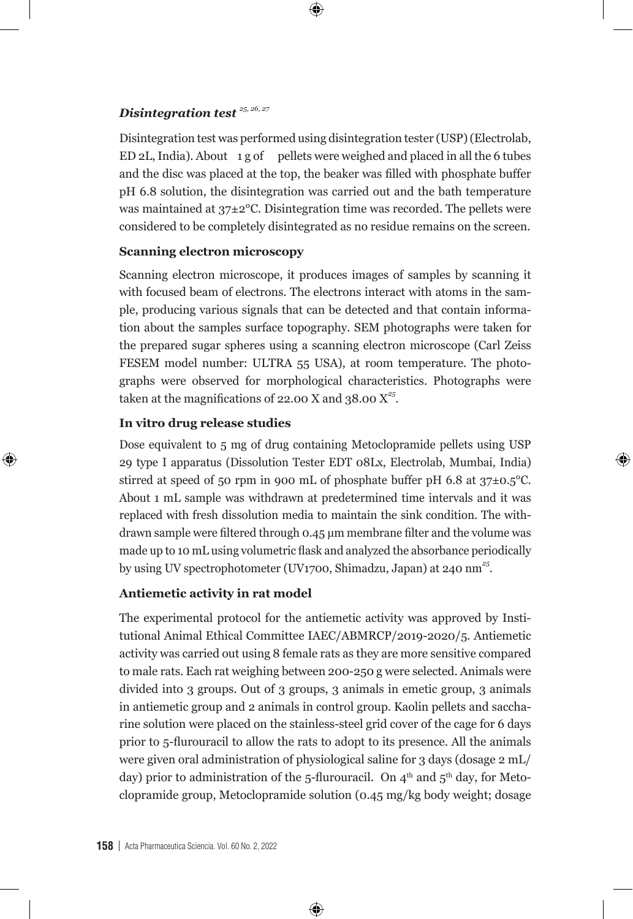### *Disintegration test* [25, 26, 27]

Disintegration test was performed using disintegration tester (USP) (Electrolab, ED 2L, India). About 1 g of pellets were weighed and placed in all the 6 tubes and the disc was placed at the top, the beaker was filled with phosphate buffer pH 6.8 solution, the disintegration was carried out and the bath temperature was maintained at 37±2°C. Disintegration time was recorded. The pellets were considered to be completely disintegrated as no residue remains on the screen.

**Scanning electron microscopy**

Scanning electron microscope, it produces images of samples by scanning it with focused beam of electrons. The electrons interact with atoms in the sample, producing various signals that can be detected and that contain information about the samples surface topography. SEM photographs were taken for the prepared sugar spheres using a scanning electron microscope (Carl Zeiss FESEM model number: ULTRA 55 USA), at room temperature. The photographs were observed for morphological characteristics. Photographs were taken at the magnifications of 22.00 X and 38.00 X[25].

**In vitro drug release studies**

Dose equivalent to 5 mg of drug containing Metoclopramide pellets using USP 29 type I apparatus (Dissolution Tester EDT 08Lx, Electrolab, Mumbai, India) stirred at speed of 50 rpm in 900 mL of phosphate buffer pH 6.8 at 37±0.5°C. About 1 mL sample was withdrawn at predetermined time intervals and it was replaced with fresh dissolution media to maintain the sink condition. The withdrawn sample were filtered through 0.45 µm membrane filter and the volume was made up to 10 mL using volumetric flask and analyzed the absorbance periodically by using UV spectrophotometer (UV1700, Shimadzu, Japan) at 240 nm[25].

**Antiemetic activity in rat model**

The experimental protocol for the antiemetic activity was approved by Institutional Animal Ethical Committee IAEC/ABMRCP/2019-2020/5. Antiemetic activity was carried out using 8 female rats as they are more sensitive compared to male rats. Each rat weighing between 200-250 g were selected. Animals were divided into 3 groups. Out of 3 groups, 3 animals in emetic group, 3 animals in antiemetic group and 2 animals in control group. Kaolin pellets and saccharine solution were placed on the stainless-steel grid cover of the cage for 6 days prior to 5-flurouracil to allow the rats to adopt to its presence. All the animals were given oral administration of physiological saline for 3 days (dosage 2 mL/day) prior to administration of the 5-flurouracil. On 4[th] and 5[th] day, for Metoclopramide group, Metoclopramide solution (0.45 mg/kg body weight; dosage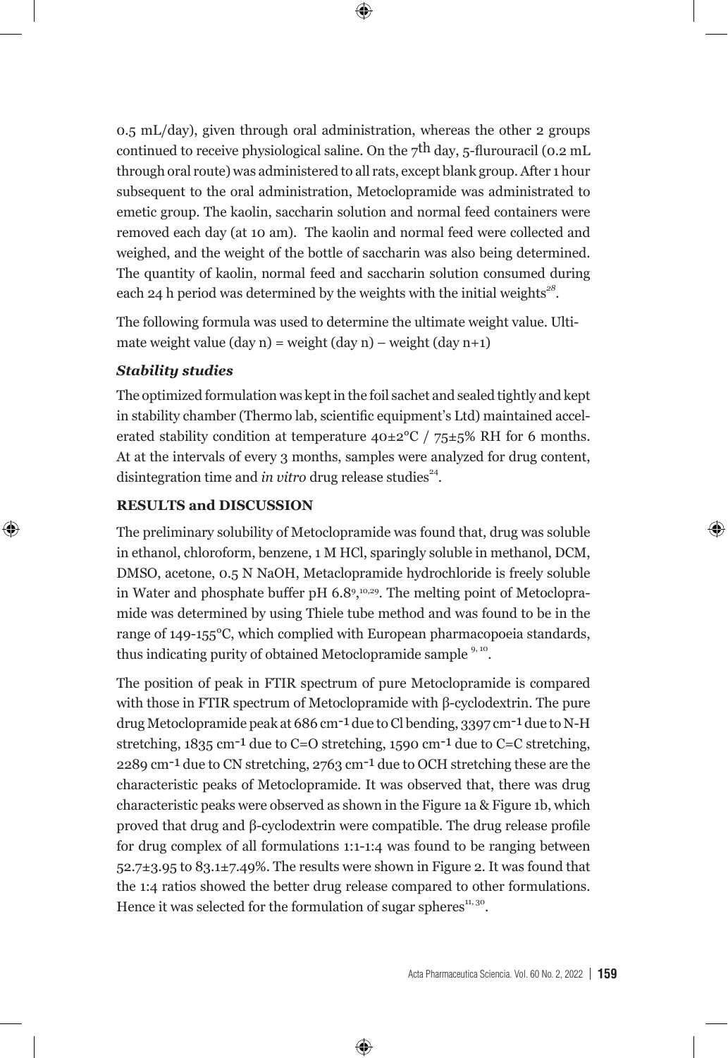0.5 mL/day), given through oral administration, whereas the other 2 groups continued to receive physiological saline. On the 7th day, 5-flurouracil (0.2 mL through oral route) was administered to all rats, except blank group. After 1 hour subsequent to the oral administration, Metoclopramide was administrated to emetic group. The kaolin, saccharin solution and normal feed containers were removed each day (at 10 am). The kaolin and normal feed were collected and weighed, and the weight of the bottle of saccharin was also being determined. The quantity of kaolin, normal feed and saccharin solution consumed during each 24 h period was determined by the weights with the initial weights[28].

The following formula was used to determine the ultimate weight value. Ultimate weight value (day n) = weight (day n) – weight (day n+1)

***Stability studies***

The optimized formulation was kept in the foil sachet and sealed tightly and kept in stability chamber (Thermo lab, scientific equipment's Ltd) maintained accelerated stability condition at temperature 40±2°C / 75±5% RH for 6 months. At at the intervals of every 3 months, samples were analyzed for drug content, disintegration time and *in vitro* drug release studies[24].

**RESULTS and DISCUSSION**

The preliminary solubility of Metoclopramide was found that, drug was soluble in ethanol, chloroform, benzene, 1 M HCl, sparingly soluble in methanol, DCM, DMSO, acetone, 0.5 N NaOH, Metaclopramide hydrochloride is freely soluble in Water and phosphate buffer pH 6.8[9,10,29]. The melting point of Metoclopramide was determined by using Thiele tube method and was found to be in the range of 149-155°C, which complied with European pharmacopoeia standards, thus indicating purity of obtained Metoclopramide sample [9,10].

The position of peak in FTIR spectrum of pure Metoclopramide is compared with those in FTIR spectrum of Metoclopramide with β-cyclodextrin. The pure drug Metoclopramide peak at 686 $cm^{-1}$ due to Cl bending, 3397 $cm^{-1}$ due to N-H stretching, 1835 $cm^{-1}$ due to C=O stretching, 1590 $cm^{-1}$ due to C=C stretching, 2289 $cm^{-1}$ due to CN stretching, 2763 $cm^{-1}$ due to OCH stretching these are the characteristic peaks of Metoclopramide. It was observed that, there was drug characteristic peaks were observed as shown in the Figure 1a & Figure 1b, which proved that drug and β-cyclodextrin were compatible. The drug release profile for drug complex of all formulations 1:1-1:4 was found to be ranging between 52.7±3.95 to 83.1±7.49%. The results were shown in Figure 2. It was found that the 1:4 ratios showed the better drug release compared to other formulations. Hence it was selected for the formulation of sugar spheres[11,30].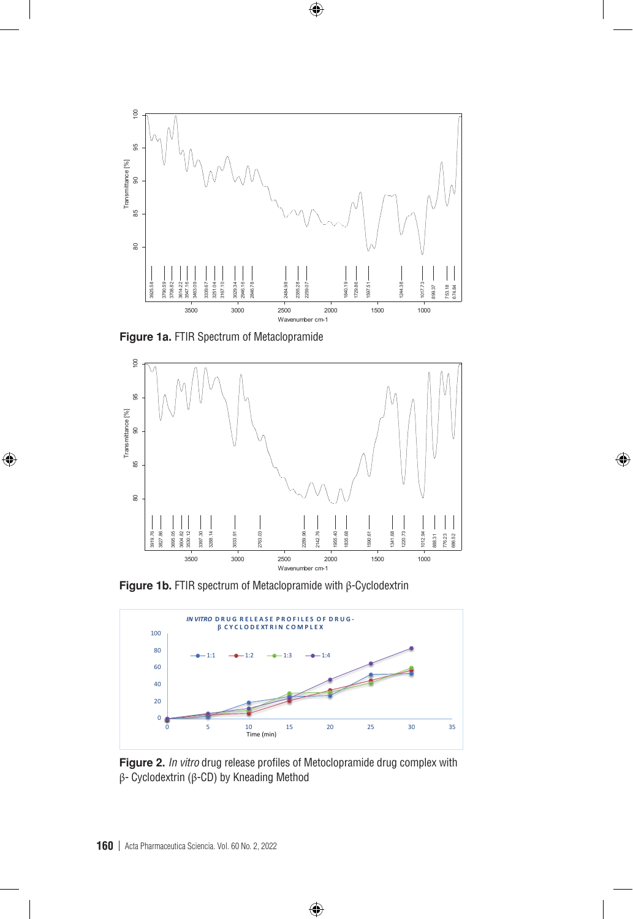**Figure 1a.** FTIR Spectrum of Metaclopramide

**Figure 1b.** FTIR spectrum of Metaclopramide with β-Cyclodextrin

**Figure 2.** *In vitro* drug release profiles of Metoclopramide drug complex with β- Cyclodextrin (β-CD) by Kneading Method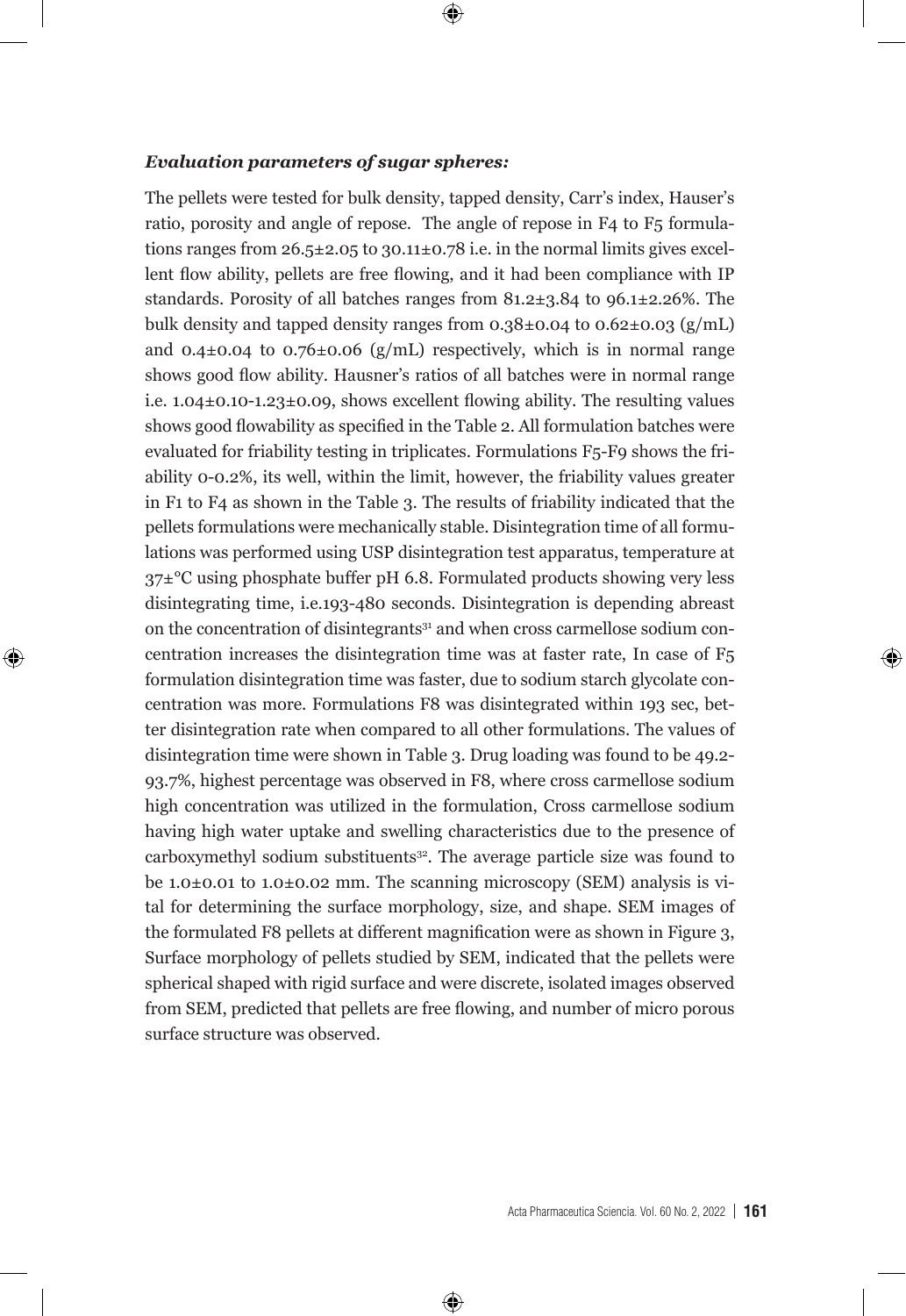***Evaluation parameters of sugar spheres:***

The pellets were tested for bulk density, tapped density, Carr's index, Hauser's ratio, porosity and angle of repose. The angle of repose in F4 to F5 formulations ranges from 26.5±2.05 to 30.11±0.78 i.e. in the normal limits gives excellent flow ability, pellets are free flowing, and it had been compliance with IP standards. Porosity of all batches ranges from 81.2±3.84 to 96.1±2.26%. The bulk density and tapped density ranges from 0.38±0.04 to 0.62±0.03 (g/mL) and 0.4±0.04 to 0.76±0.06 (g/mL) respectively, which is in normal range shows good flow ability. Hausner's ratios of all batches were in normal range i.e. 1.04±0.10-1.23±0.09, shows excellent flowing ability. The resulting values shows good flowability as specified in the Table 2. All formulation batches were evaluated for friability testing in triplicates. Formulations F5-F9 shows the friability 0-0.2%, its well, within the limit, however, the friability values greater in F1 to F4 as shown in the Table 3. The results of friability indicated that the pellets formulations were mechanically stable. Disintegration time of all formulations was performed using USP disintegration test apparatus, temperature at 37±°C using phosphate buffer pH 6.8. Formulated products showing very less disintegrating time, i.e.193-480 seconds. Disintegration is depending abreast on the concentration of disintegrants[31] and when cross carmellose sodium concentration increases the disintegration time was at faster rate, In case of F5 formulation disintegration time was faster, due to sodium starch glycolate concentration was more. Formulations F8 was disintegrated within 193 sec, better disintegration rate when compared to all other formulations. The values of disintegration time were shown in Table 3. Drug loading was found to be 49.2-93.7%, highest percentage was observed in F8, where cross carmellose sodium high concentration was utilized in the formulation, Cross carmellose sodium having high water uptake and swelling characteristics due to the presence of carboxymethyl sodium substituents[32]. The average particle size was found to be 1.0±0.01 to 1.0±0.02 mm. The scanning microscopy (SEM) analysis is vital for determining the surface morphology, size, and shape. SEM images of the formulated F8 pellets at different magnification were as shown in Figure 3, Surface morphology of pellets studied by SEM, indicated that the pellets were spherical shaped with rigid surface and were discrete, isolated images observed from SEM, predicted that pellets are free flowing, and number of micro porous surface structure was observed.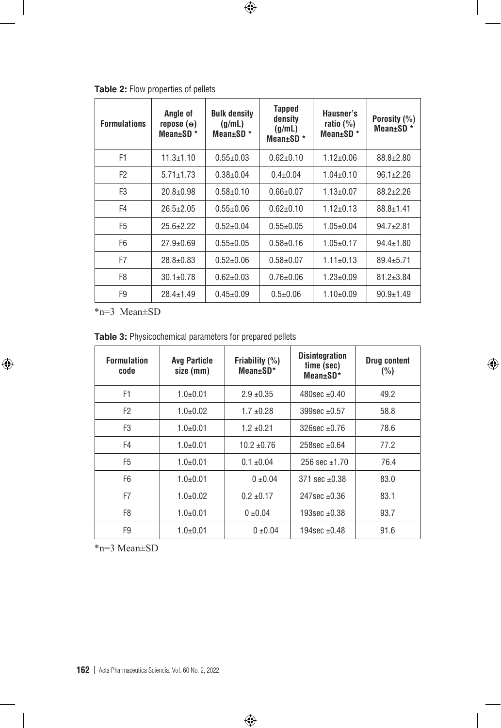**Table 2:** Flow properties of pellets

| Formulations | Angle of repose (ɵ) Mean±SD * | Bulk density (g/mL) Mean±SD * | Tapped density (g/mL) Mean±SD * | Hausner's ratio (%) Mean±SD * | Porosity (%) Mean±SD * |
|---|---|---|---|---|---|
| F1 | 11.3±1.10 | 0.55±0.03 | 0.62±0.10 | 1.12±0.06 | 88.8±2.80 |
| F2 | 5.71±1.73 | 0.38±0.04 | 0.4±0.04 | 1.04±0.10 | 96.1±2.26 |
| F3 | 20.8±0.98 | 0.58±0.10 | 0.66±0.07 | 1.13±0.07 | 88.2±2.26 |
| F4 | 26.5±2.05 | 0.55±0.06 | 0.62±0.10 | 1.12±0.13 | 88.8±1.41 |
| F5 | 25.6±2.22 | 0.52±0.04 | 0.55±0.05 | 1.05±0.04 | 94.7±2.81 |
| F6 | 27.9±0.69 | 0.55±0.05 | 0.58±0.16 | 1.05±0.17 | 94.4±1.80 |
| F7 | 28.8±0.83 | 0.52±0.06 | 0.58±0.07 | 1.11±0.13 | 89.4±5.71 |
| F8 | 30.1±0.78 | 0.62±0.03 | 0.76±0.06 | 1.23±0.09 | 81.2±3.84 |
| F9 | 28.4±1.49 | 0.45±0.09 | 0.5±0.06 | 1.10±0.09 | 90.9±1.49 |

*n=3 Mean±SD

**Table 3:** Physicochemical parameters for prepared pellets

| Formulation code | Avg Particle size (mm) | Friability (%) Mean±SD* | Disintegration time (sec) Mean±SD* | Drug content (%) |
|---|---|---|---|---|
| F1 | 1.0±0.01 | 2.9 ±0.35 | 480sec ±0.40 | 49.2 |
| F2 | 1.0±0.02 | 1.7 ±0.28 | 399sec ±0.57 | 58.8 |
| F3 | 1.0±0.01 | 1.2 ±0.21 | 326sec ±0.76 | 78.6 |
| F4 | 1.0±0.01 | 10.2 ±0.76 | 258sec ±0.64 | 77.2 |
| F5 | 1.0±0.01 | 0.1 ±0.04 | 256 sec ±1.70 | 76.4 |
| F6 | 1.0±0.01 | 0 ±0.04 | 371 sec ±0.38 | 83.0 |
| F7 | 1.0±0.02 | 0.2 ±0.17 | 247sec ±0.36 | 83.1 |
| F8 | 1.0±0.01 | 0 ±0.04 | 193sec ±0.38 | 93.7 |
| F9 | 1.0±0.01 | 0 ±0.04 | 194sec ±0.48 | 91.6 |

*n=3 Mean±SD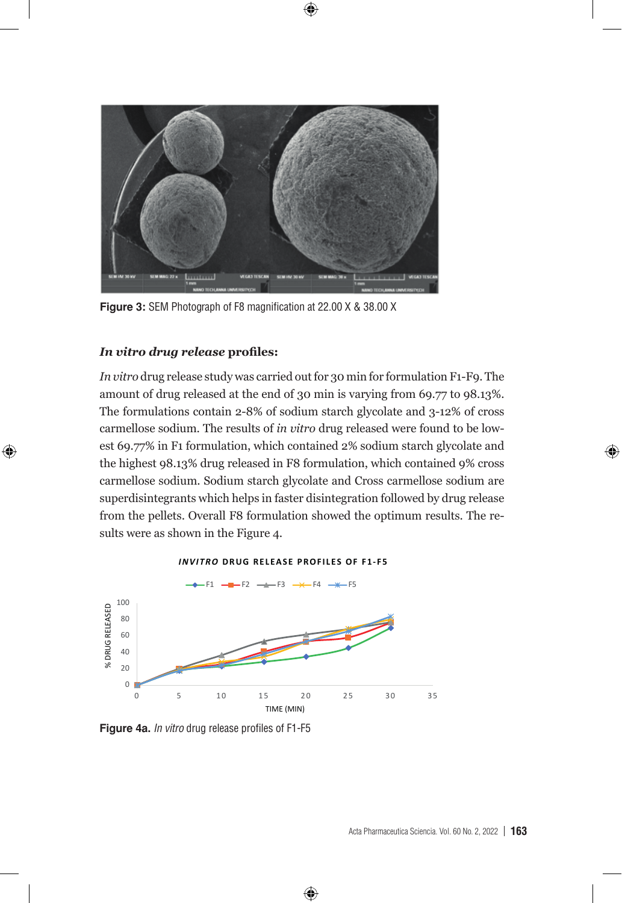Figure 3: SEM Photograph of F8 magnification at 22.00 X & 38.00 X

### *In vitro drug release* profiles:

*In vitro* drug release study was carried out for 30 min for formulation F1-F9. The amount of drug released at the end of 30 min is varying from 69.77 to 98.13%. The formulations contain 2-8% of sodium starch glycolate and 3-12% of cross carmellose sodium. The results of *in vitro* drug released were found to be lowest 69.77% in F1 formulation, which contained 2% sodium starch glycolate and the highest 98.13% drug released in F8 formulation, which contained 9% cross carmellose sodium. Sodium starch glycolate and Cross carmellose sodium are superdisintegrants which helps in faster disintegration followed by drug release from the pellets. Overall F8 formulation showed the optimum results. The results were as shown in the Figure 4.

**Figure 4a.** *In vitro* drug release profiles of F1-F5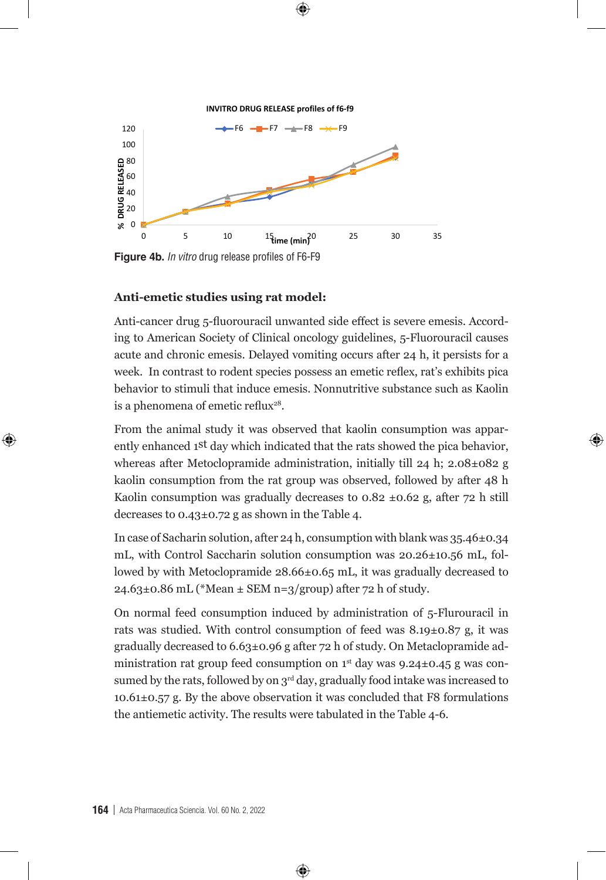Figure 4b. *In vitro* drug release profiles of F6-F9

**Anti-emetic studies using rat model:**

Anti-cancer drug 5-fluorouracil unwanted side effect is severe emesis. According to American Society of Clinical oncology guidelines, 5-Fluorouracil causes acute and chronic emesis. Delayed vomiting occurs after 24 h, it persists for a week. In contrast to rodent species possess an emetic reflex, rat's exhibits pica behavior to stimuli that induce emesis. Nonnutritive substance such as Kaolin is a phenomena of emetic reflux[28].

From the animal study it was observed that kaolin consumption was apparently enhanced 1st day which indicated that the rats showed the pica behavior, whereas after Metoclopramide administration, initially till 24 h; 2.08±082 g kaolin consumption from the rat group was observed, followed by after 48 h Kaolin consumption was gradually decreases to 0.82 ±0.62 g, after 72 h still decreases to 0.43±0.72 g as shown in the Table 4.

In case of Sacharin solution, after 24 h, consumption with blank was 35.46±0.34 mL, with Control Saccharin solution consumption was 20.26±10.56 mL, followed by with Metoclopramide 28.66±0.65 mL, it was gradually decreased to 24.63±0.86 mL (*Mean ± SEM n=3/group) after 72 h of study.

On normal feed consumption induced by administration of 5-Flurouracil in rats was studied. With control consumption of feed was 8.19±0.87 g, it was gradually decreased to 6.63±0.96 g after 72 h of study. On Metaclopramide administration rat group feed consumption on 1st day was 9.24±0.45 g was consumed by the rats, followed by on 3rd day, gradually food intake was increased to 10.61±0.57 g. By the above observation it was concluded that F8 formulations the antiemetic activity. The results were tabulated in the Table 4-6.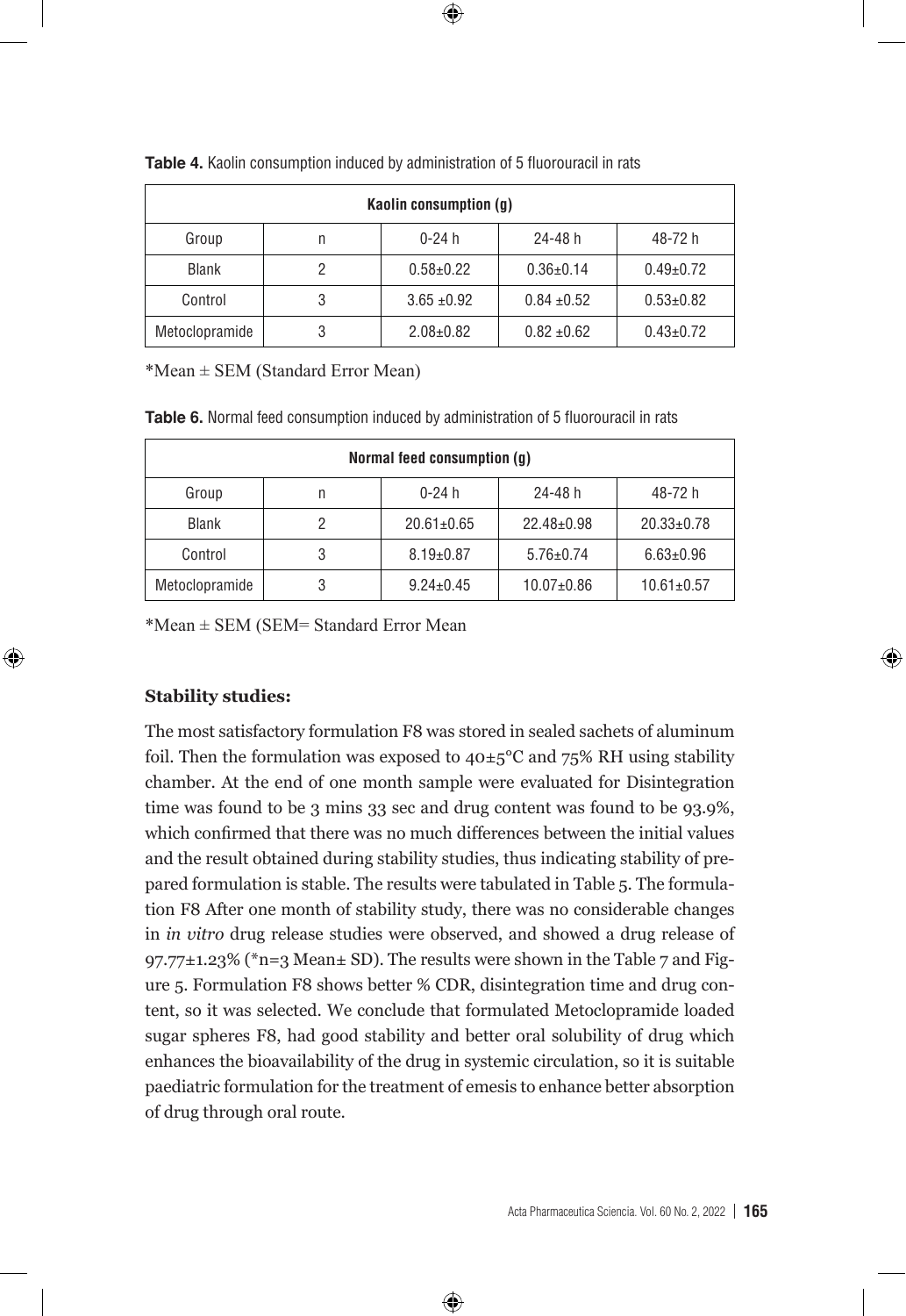**Table 4.** Kaolin consumption induced by administration of 5 fluorouracil in rats

| Kaolin consumption (g) | | | | |
|---|---|---|---|---|
| Group | n | 0-24 h | 24-48 h | 48-72 h |
| Blank | 2 | 0.58±0.22 | 0.36±0.14 | 0.49±0.72 |
| Control | 3 | 3.65 ±0.92 | 0.84 ±0.52 | 0.53±0.82 |
| Metoclopramide | 3 | 2.08±0.82 | 0.82 ±0.62 | 0.43±0.72 |

*Mean ± SEM (Standard Error Mean)

**Table 6.** Normal feed consumption induced by administration of 5 fluorouracil in rats

| Normal feed consumption (g) | | | | |
|---|---|---|---|---|
| Group | n | 0-24 h | 24-48 h | 48-72 h |
| Blank | 2 | 20.61±0.65 | 22.48±0.98 | 20.33±0.78 |
| Control | 3 | 8.19±0.87 | 5.76±0.74 | 6.63±0.96 |
| Metoclopramide | 3 | 9.24±0.45 | 10.07±0.86 | 10.61±0.57 |

*Mean ± SEM (SEM= Standard Error Mean

**Stability studies:**

The most satisfactory formulation F8 was stored in sealed sachets of aluminum foil. Then the formulation was exposed to 40±5°C and 75% RH using stability chamber. At the end of one month sample were evaluated for Disintegration time was found to be 3 mins 33 sec and drug content was found to be 93.9%, which confirmed that there was no much differences between the initial values and the result obtained during stability studies, thus indicating stability of prepared formulation is stable. The results were tabulated in Table 5. The formulation F8 After one month of stability study, there was no considerable changes in *in vitro* drug release studies were observed, and showed a drug release of 97.77±1.23% (*n=3 Mean± SD). The results were shown in the Table 7 and Figure 5. Formulation F8 shows better % CDR, disintegration time and drug content, so it was selected. We conclude that formulated Metoclopramide loaded sugar spheres F8, had good stability and better oral solubility of drug which enhances the bioavailability of the drug in systemic circulation, so it is suitable paediatric formulation for the treatment of emesis to enhance better absorption of drug through oral route.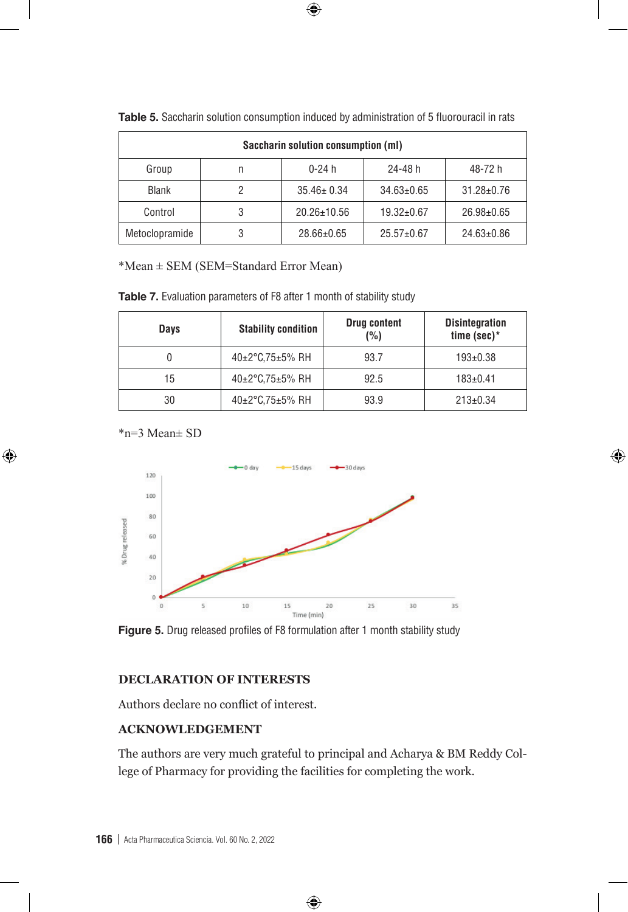**Table 5.** Saccharin solution consumption induced by administration of 5 fluorouracil in rats

| Saccharin solution consumption (ml) | | | | |
|---|---|---|---|---|
| Group | n | 0-24 h | 24-48 h | 48-72 h |
| Blank | 2 | 35.46± 0.34 | 34.63±0.65 | 31.28±0.76 |
| Control | 3 | 20.26±10.56 | 19.32±0.67 | 26.98±0.65 |
| Metoclopramide | 3 | 28.66±0.65 | 25.57±0.67 | 24.63±0.86 |

*Mean ± SEM (SEM=Standard Error Mean)

**Table 7.** Evaluation parameters of F8 after 1 month of stability study

| Days | Stability condition | Drug content (%) | Disintegration time (sec)* |
|---|---|---|---|
| 0 | 40±2°C,75±5% RH | 93.7 | 193±0.38 |
| 15 | 40±2°C,75±5% RH | 92.5 | 183±0.41 |
| 30 | 40±2°C,75±5% RH | 93.9 | 213±0.34 |

*n=3 Mean± SD

**Figure 5.** Drug released profiles of F8 formulation after 1 month stability study

## DECLARATION OF INTERESTS

Authors declare no conflict of interest.

## ACKNOWLEDGEMENT

The authors are very much grateful to principal and Acharya & BM Reddy College of Pharmacy for providing the facilities for completing the work.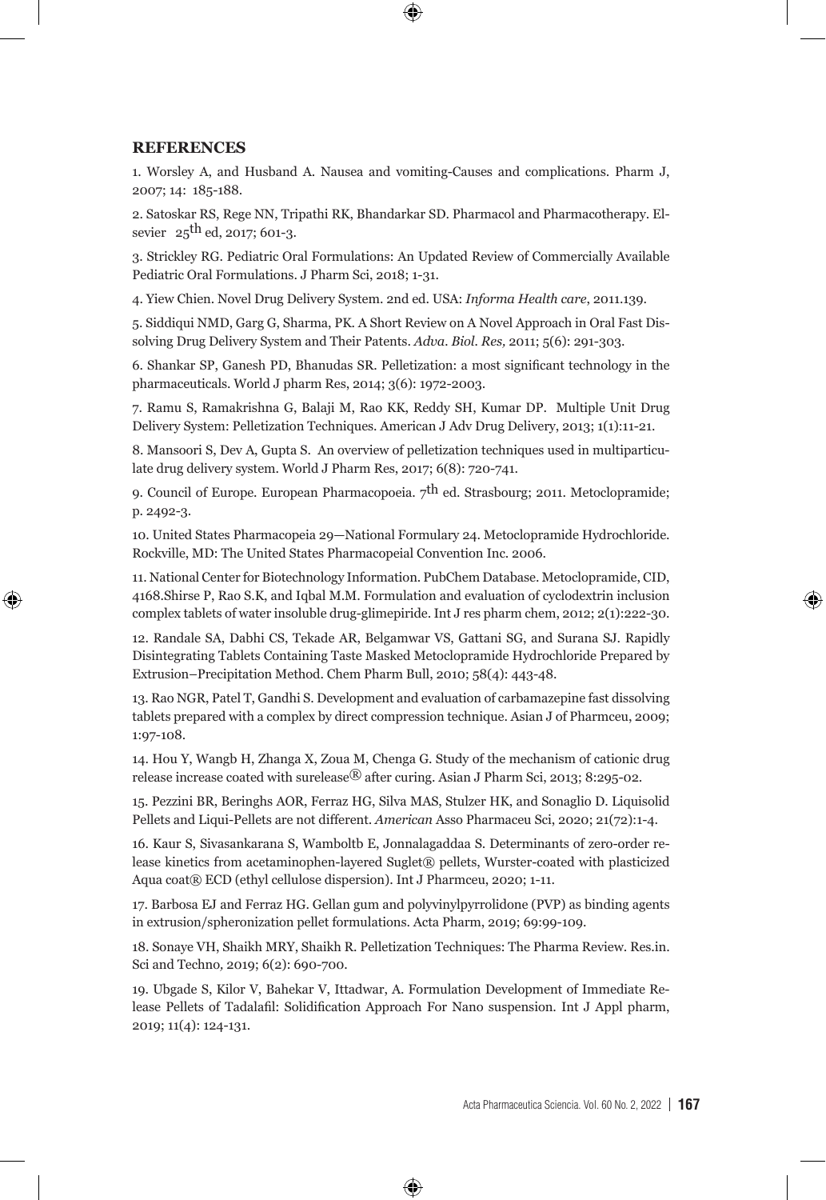## REFERENCES

1. Worsley A, and Husband A. Nausea and vomiting-Causes and complications. Pharm J, 2007; 14: 185-188.

2. Satoskar RS, Rege NN, Tripathi RK, Bhandarkar SD. Pharmacol and Pharmacotherapy. Elsevier 25th ed, 2017; 601-3.

3. Strickley RG. Pediatric Oral Formulations: An Updated Review of Commercially Available Pediatric Oral Formulations. J Pharm Sci, 2018; 1-31.

4. Yiew Chien. Novel Drug Delivery System. 2nd ed. USA: *Informa Health care*, 2011.139.

5. Siddiqui NMD, Garg G, Sharma, PK. A Short Review on A Novel Approach in Oral Fast Dissolving Drug Delivery System and Their Patents. *Adva. Biol. Res,* 2011; 5(6): 291-303.

6. Shankar SP, Ganesh PD, Bhanudas SR. Pelletization: a most significant technology in the pharmaceuticals. World J pharm Res, 2014; 3(6): 1972-2003.

7. Ramu S, Ramakrishna G, Balaji M, Rao KK, Reddy SH, Kumar DP. Multiple Unit Drug Delivery System: Pelletization Techniques. American J Adv Drug Delivery, 2013; 1(1):11-21.

8. Mansoori S, Dev A, Gupta S. An overview of pelletization techniques used in multiparticulate drug delivery system. World J Pharm Res, 2017; 6(8): 720-741.

9. Council of Europe. European Pharmacopoeia. 7th ed. Strasbourg; 2011. Metoclopramide; p. 2492-3.

10. United States Pharmacopeia 29—National Formulary 24. Metoclopramide Hydrochloride. Rockville, MD: The United States Pharmacopeial Convention Inc. 2006.

11. National Center for Biotechnology Information. PubChem Database. Metoclopramide, CID, 4168.Shirse P, Rao S.K, and Iqbal M.M. Formulation and evaluation of cyclodextrin inclusion complex tablets of water insoluble drug-glimepiride. Int J res pharm chem, 2012; 2(1):222-30.

12. Randale SA, Dabhi CS, Tekade AR, Belgamwar VS, Gattani SG, and Surana SJ. Rapidly Disintegrating Tablets Containing Taste Masked Metoclopramide Hydrochloride Prepared by Extrusion–Precipitation Method. Chem Pharm Bull, 2010; 58(4): 443-48.

13. Rao NGR, Patel T, Gandhi S. Development and evaluation of carbamazepine fast dissolving tablets prepared with a complex by direct compression technique. Asian J of Pharmceu, 2009; 1:97-108.

14. Hou Y, Wangb H, Zhanga X, Zoua M, Chenga G. Study of the mechanism of cationic drug release increase coated with surelease® after curing. Asian J Pharm Sci, 2013; 8:295-02.

15. Pezzini BR, Beringhs AOR, Ferraz HG, Silva MAS, Stulzer HK, and Sonaglio D. Liquisolid Pellets and Liqui-Pellets are not different. *American* Asso Pharmaceu Sci, 2020; 21(72):1-4.

16. Kaur S, Sivasankarana S, Wamboltb E, Jonnalagaddaa S. Determinants of zero-order release kinetics from acetaminophen-layered Suglet® pellets, Wurster-coated with plasticized Aqua coat® ECD (ethyl cellulose dispersion). Int J Pharmceu, 2020; 1-11.

17. Barbosa EJ and Ferraz HG. Gellan gum and polyvinylpyrrolidone (PVP) as binding agents in extrusion/spheronization pellet formulations. Acta Pharm, 2019; 69:99-109.

18. Sonaye VH, Shaikh MRY, Shaikh R. Pelletization Techniques: The Pharma Review. Res.in. Sci and Techno*,* 2019; 6(2): 690-700.

19. Ubgade S, Kilor V, Bahekar V, Ittadwar, A. Formulation Development of Immediate Release Pellets of Tadalafil: Solidification Approach For Nano suspension. Int J Appl pharm, 2019; 11(4): 124-131.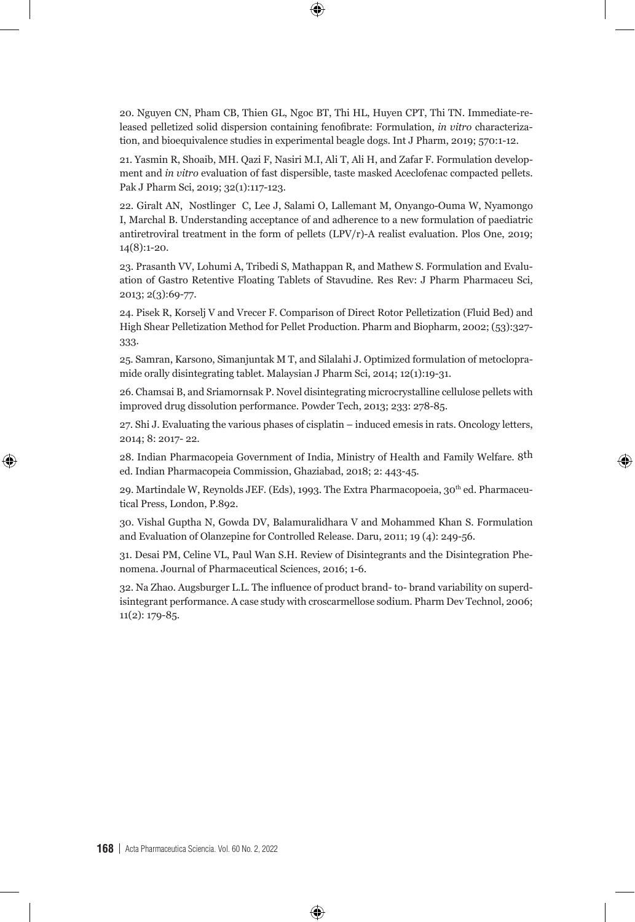20. Nguyen CN, Pham CB, Thien GL, Ngoc BT, Thi HL, Huyen CPT, Thi TN. Immediate-released pelletized solid dispersion containing fenofibrate: Formulation, *in vitro* characterization, and bioequivalence studies in experimental beagle dogs. Int J Pharm, 2019; 570:1-12.

21. Yasmin R, Shoaib, MH. Qazi F, Nasiri M.I, Ali T, Ali H, and Zafar F. Formulation development and *in vitro* evaluation of fast dispersible, taste masked Aceclofenac compacted pellets. Pak J Pharm Sci, 2019; 32(1):117-123.

22. Giralt AN, Nostlinger C, Lee J, Salami O, Lallemant M, Onyango-Ouma W, Nyamongo I, Marchal B. Understanding acceptance of and adherence to a new formulation of paediatric antiretroviral treatment in the form of pellets (LPV/r)-A realist evaluation. Plos One, 2019; 14(8):1-20.

23. Prasanth VV, Lohumi A, Tribedi S, Mathappan R, and Mathew S. Formulation and Evaluation of Gastro Retentive Floating Tablets of Stavudine. Res Rev: J Pharm Pharmaceu Sci, 2013; 2(3):69-77.

24. Pisek R, Korselj V and Vrecer F. Comparison of Direct Rotor Pelletization (Fluid Bed) and High Shear Pelletization Method for Pellet Production. Pharm and Biopharm, 2002; (53):327-333.

25. Samran, Karsono, Simanjuntak M T, and Silalahi J. Optimized formulation of metoclopramide orally disintegrating tablet. Malaysian J Pharm Sci, 2014; 12(1):19-31.

26. Chamsai B, and Sriamornsak P. Novel disintegrating microcrystalline cellulose pellets with improved drug dissolution performance. Powder Tech, 2013; 233: 278-85.

27. Shi J. Evaluating the various phases of cisplatin – induced emesis in rats. Oncology letters, 2014; 8: 2017- 22.

28. Indian Pharmacopeia Government of India, Ministry of Health and Family Welfare. 8th ed. Indian Pharmacopeia Commission, Ghaziabad, 2018; 2: 443-45.

29. Martindale W, Reynolds JEF. (Eds), 1993. The Extra Pharmacopoeia, 30th ed. Pharmaceutical Press, London, P.892.

30. Vishal Guptha N, Gowda DV, Balamuralidhara V and Mohammed Khan S. Formulation and Evaluation of Olanzepine for Controlled Release. Daru, 2011; 19 (4): 249-56.

31. Desai PM, Celine VL, Paul Wan S.H. Review of Disintegrants and the Disintegration Phenomena. Journal of Pharmaceutical Sciences, 2016; 1-6.

32. Na Zhao. Augsburger L.L. The influence of product brand- to- brand variability on superdisintegrant performance. A case study with croscarmellose sodium. Pharm Dev Technol, 2006; 11(2): 179-85.